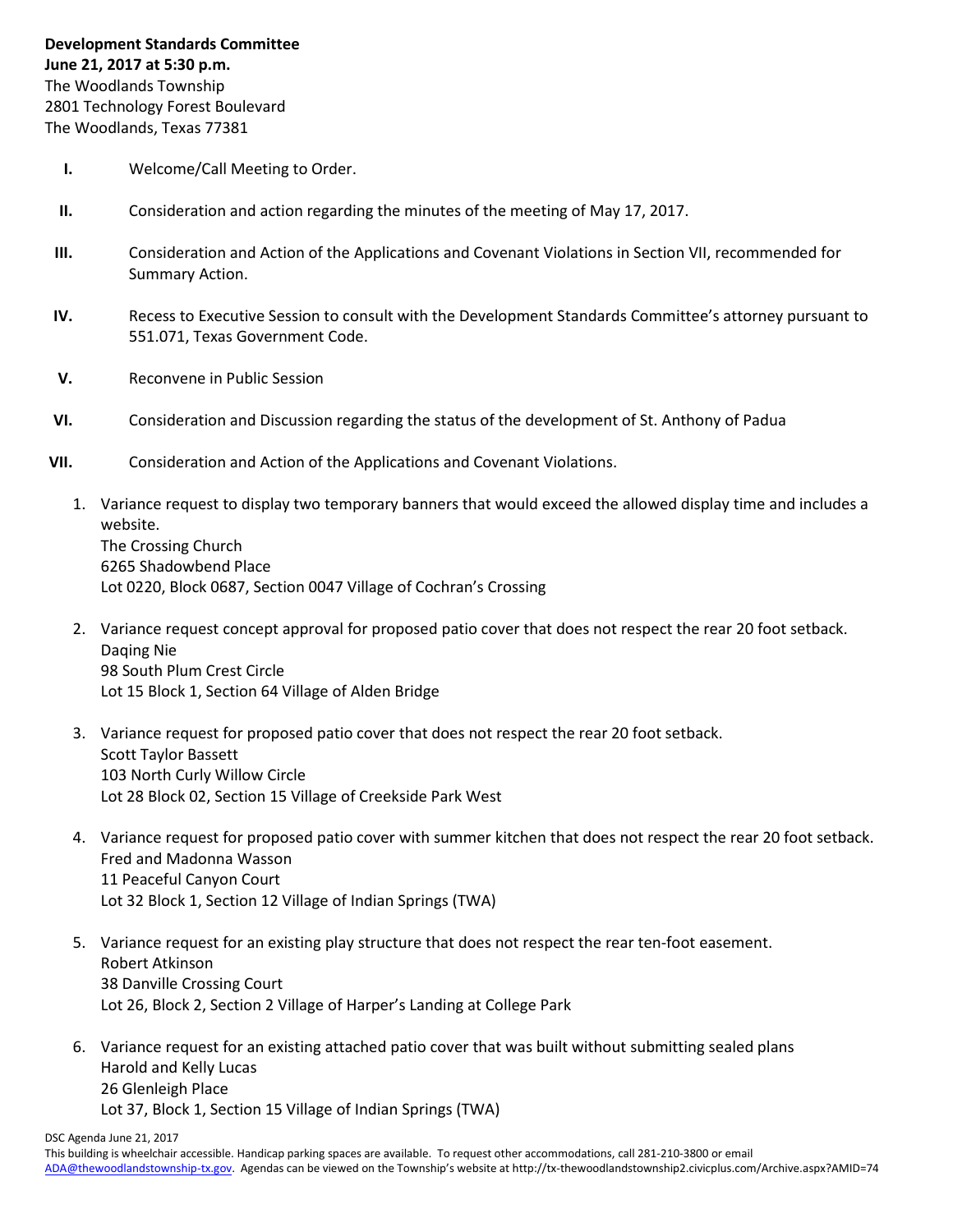**Development Standards Committee**
**June 21, 2017 at 5:30 p.m.**
The Woodlands Township
2801 Technology Forest Boulevard
The Woodlands, Texas 77381

I. Welcome/Call Meeting to Order.

II. Consideration and action regarding the minutes of the meeting of May 17, 2017.

III. Consideration and Action of the Applications and Covenant Violations in Section VII, recommended for Summary Action.

IV. Recess to Executive Session to consult with the Development Standards Committee's attorney pursuant to 551.071, Texas Government Code.

V. Reconvene in Public Session

VI. Consideration and Discussion regarding the status of the development of St. Anthony of Padua

VII. Consideration and Action of the Applications and Covenant Violations.

1. Variance request to display two temporary banners that would exceed the allowed display time and includes a website.
   The Crossing Church
   6265 Shadowbend Place
   Lot 0220, Block 0687, Section 0047 Village of Cochran's Crossing

2. Variance request concept approval for proposed patio cover that does not respect the rear 20 foot setback.
   Daqing Nie
   98 South Plum Crest Circle
   Lot 15 Block 1, Section 64 Village of Alden Bridge

3. Variance request for proposed patio cover that does not respect the rear 20 foot setback.
   Scott Taylor Bassett
   103 North Curly Willow Circle
   Lot 28 Block 02, Section 15 Village of Creekside Park West

4. Variance request for proposed patio cover with summer kitchen that does not respect the rear 20 foot setback.
   Fred and Madonna Wasson
   11 Peaceful Canyon Court
   Lot 32 Block 1, Section 12 Village of Indian Springs (TWA)

5. Variance request for an existing play structure that does not respect the rear ten-foot easement.
   Robert Atkinson
   38 Danville Crossing Court
   Lot 26, Block 2, Section 2 Village of Harper's Landing at College Park

6. Variance request for an existing attached patio cover that was built without submitting sealed plans
   Harold and Kelly Lucas
   26 Glenleigh Place
   Lot 37, Block 1, Section 15 Village of Indian Springs (TWA)

DSC Agenda June 21, 2017
This building is wheelchair accessible. Handicap parking spaces are available. To request other accommodations, call 281-210-3800 or email ADA@thewoodlandstownship-tx.gov. Agendas can be viewed on the Township's website at http://tx-thewoodlandstownship2.civicplus.com/Archive.aspx?AMID=74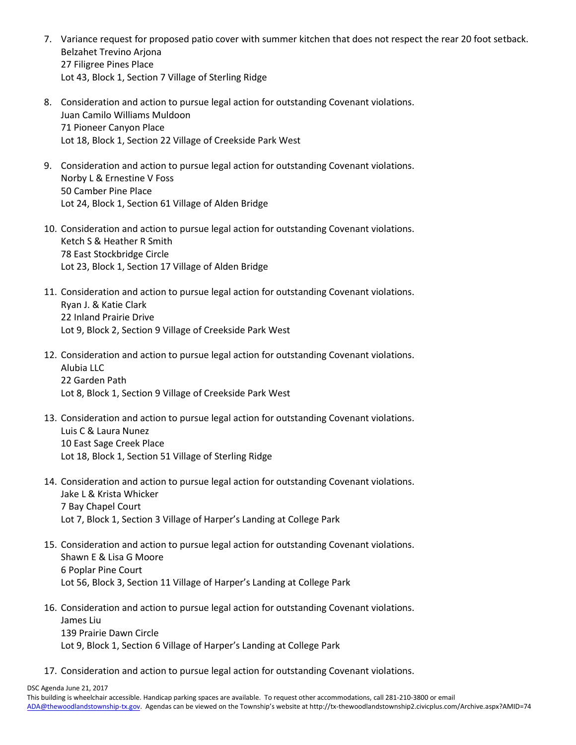7. Variance request for proposed patio cover with summer kitchen that does not respect the rear 20 foot setback.
   Belzahet Trevino Arjona
   27 Filigree Pines Place
   Lot 43, Block 1, Section 7 Village of Sterling Ridge

8. Consideration and action to pursue legal action for outstanding Covenant violations.
   Juan Camilo Williams Muldoon
   71 Pioneer Canyon Place
   Lot 18, Block 1, Section 22 Village of Creekside Park West

9. Consideration and action to pursue legal action for outstanding Covenant violations.
   Norby L & Ernestine V Foss
   50 Camber Pine Place
   Lot 24, Block 1, Section 61 Village of Alden Bridge

10. Consideration and action to pursue legal action for outstanding Covenant violations.
    Ketch S & Heather R Smith
    78 East Stockbridge Circle
    Lot 23, Block 1, Section 17 Village of Alden Bridge

11. Consideration and action to pursue legal action for outstanding Covenant violations.
    Ryan J. & Katie Clark
    22 Inland Prairie Drive
    Lot 9, Block 2, Section 9 Village of Creekside Park West

12. Consideration and action to pursue legal action for outstanding Covenant violations.
    Alubia LLC
    22 Garden Path
    Lot 8, Block 1, Section 9 Village of Creekside Park West

13. Consideration and action to pursue legal action for outstanding Covenant violations.
    Luis C & Laura Nunez
    10 East Sage Creek Place
    Lot 18, Block 1, Section 51 Village of Sterling Ridge

14. Consideration and action to pursue legal action for outstanding Covenant violations.
    Jake L & Krista Whicker
    7 Bay Chapel Court
    Lot 7, Block 1, Section 3 Village of Harper's Landing at College Park

15. Consideration and action to pursue legal action for outstanding Covenant violations.
    Shawn E & Lisa G Moore
    6 Poplar Pine Court
    Lot 56, Block 3, Section 11 Village of Harper's Landing at College Park

16. Consideration and action to pursue legal action for outstanding Covenant violations.
    James Liu
    139 Prairie Dawn Circle
    Lot 9, Block 1, Section 6 Village of Harper's Landing at College Park

17. Consideration and action to pursue legal action for outstanding Covenant violations.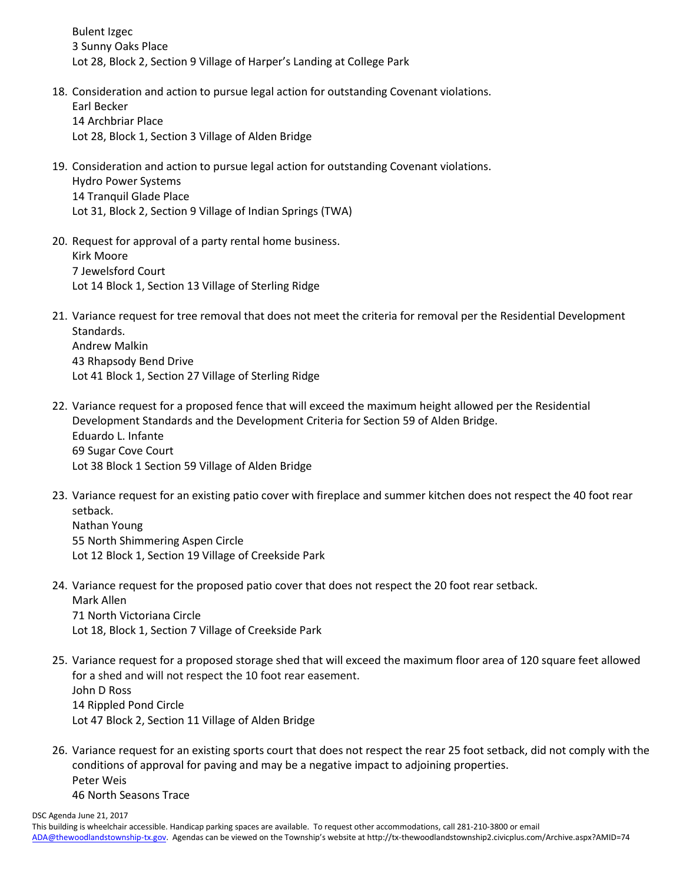Bulent Izgec
3 Sunny Oaks Place
Lot 28, Block 2, Section 9 Village of Harper's Landing at College Park

18. Consideration and action to pursue legal action for outstanding Covenant violations.
    Earl Becker
    14 Archbriar Place
    Lot 28, Block 1, Section 3 Village of Alden Bridge

19. Consideration and action to pursue legal action for outstanding Covenant violations.
    Hydro Power Systems
    14 Tranquil Glade Place
    Lot 31, Block 2, Section 9 Village of Indian Springs (TWA)

20. Request for approval of a party rental home business.
    Kirk Moore
    7 Jewelsford Court
    Lot 14 Block 1, Section 13 Village of Sterling Ridge

21. Variance request for tree removal that does not meet the criteria for removal per the Residential Development Standards.
    Andrew Malkin
    43 Rhapsody Bend Drive
    Lot 41 Block 1, Section 27 Village of Sterling Ridge

22. Variance request for a proposed fence that will exceed the maximum height allowed per the Residential Development Standards and the Development Criteria for Section 59 of Alden Bridge.
    Eduardo L. Infante
    69 Sugar Cove Court
    Lot 38 Block 1 Section 59 Village of Alden Bridge

23. Variance request for an existing patio cover with fireplace and summer kitchen does not respect the 40 foot rear setback.
    Nathan Young
    55 North Shimmering Aspen Circle
    Lot 12 Block 1, Section 19 Village of Creekside Park

24. Variance request for the proposed patio cover that does not respect the 20 foot rear setback.
    Mark Allen
    71 North Victoriana Circle
    Lot 18, Block 1, Section 7 Village of Creekside Park

25. Variance request for a proposed storage shed that will exceed the maximum floor area of 120 square feet allowed for a shed and will not respect the 10 foot rear easement.
    John D Ross
    14 Rippled Pond Circle
    Lot 47 Block 2, Section 11 Village of Alden Bridge

26. Variance request for an existing sports court that does not respect the rear 25 foot setback, did not comply with the conditions of approval for paving and may be a negative impact to adjoining properties.
    Peter Weis
    46 North Seasons Trace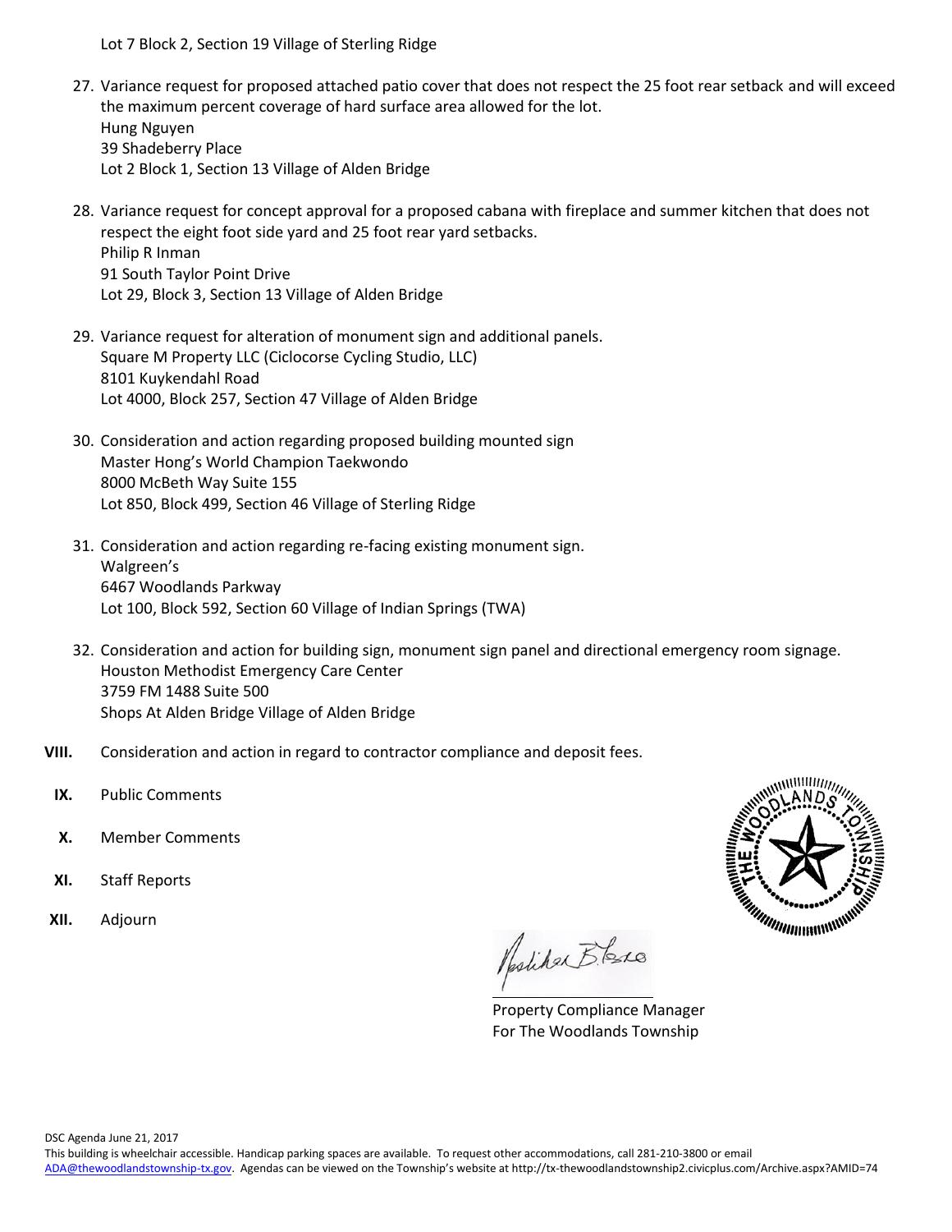Lot 7 Block 2, Section 19 Village of Sterling Ridge

27. Variance request for proposed attached patio cover that does not respect the 25 foot rear setback and will exceed the maximum percent coverage of hard surface area allowed for the lot.
    Hung Nguyen
    39 Shadeberry Place
    Lot 2 Block 1, Section 13 Village of Alden Bridge

28. Variance request for concept approval for a proposed cabana with fireplace and summer kitchen that does not respect the eight foot side yard and 25 foot rear yard setbacks.
    Philip R Inman
    91 South Taylor Point Drive
    Lot 29, Block 3, Section 13 Village of Alden Bridge

29. Variance request for alteration of monument sign and additional panels.
    Square M Property LLC (Ciclocorse Cycling Studio, LLC)
    8101 Kuykendahl Road
    Lot 4000, Block 257, Section 47 Village of Alden Bridge

30. Consideration and action regarding proposed building mounted sign
    Master Hong's World Champion Taekwondo
    8000 McBeth Way Suite 155
    Lot 850, Block 499, Section 46 Village of Sterling Ridge

31. Consideration and action regarding re-facing existing monument sign.
    Walgreen's
    6467 Woodlands Parkway
    Lot 100, Block 592, Section 60 Village of Indian Springs (TWA)

32. Consideration and action for building sign, monument sign panel and directional emergency room signage.
    Houston Methodist Emergency Care Center
    3759 FM 1488 Suite 500
    Shops At Alden Bridge Village of Alden Bridge

**VIII.** Consideration and action in regard to contractor compliance and deposit fees.

**IX.** Public Comments

**X.** Member Comments

**XI.** Staff Reports

**XII.** Adjourn

THE WOODLANDS TOWNSHIP

Property Compliance Manager
For The Woodlands Township

DSC Agenda June 21, 2017
This building is wheelchair accessible. Handicap parking spaces are available. To request other accommodations, call 281-210-3800 or email ADA@thewoodlandstownship-tx.gov. Agendas can be viewed on the Township's website at http://tx-thewoodlandstownship2.civicplus.com/Archive.aspx?AMID=74